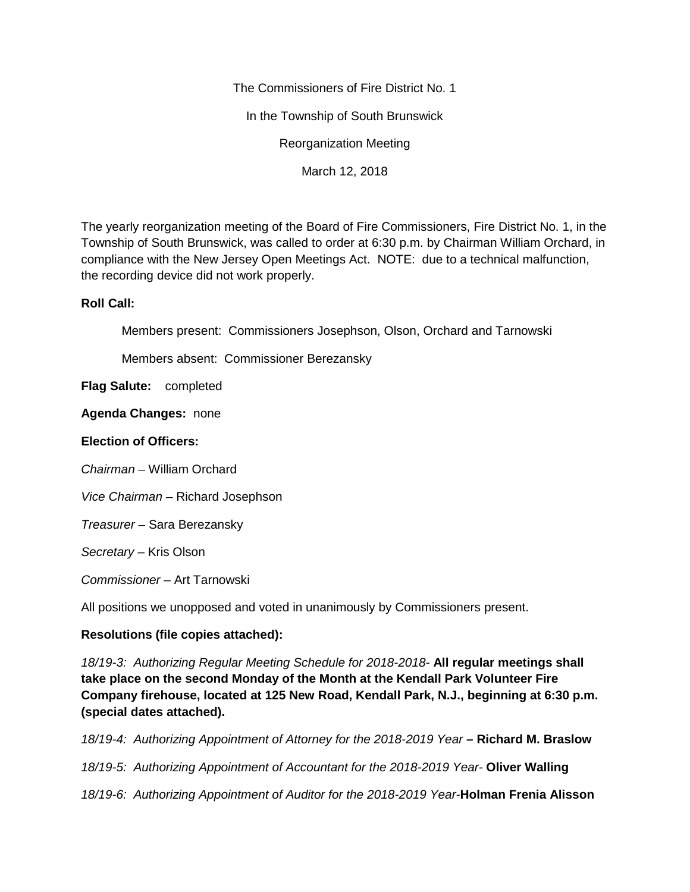The Commissioners of Fire District No. 1

In the Township of South Brunswick

Reorganization Meeting

March 12, 2018

The yearly reorganization meeting of the Board of Fire Commissioners, Fire District No. 1, in the Township of South Brunswick, was called to order at 6:30 p.m. by Chairman William Orchard, in compliance with the New Jersey Open Meetings Act. NOTE: due to a technical malfunction, the recording device did not work properly.

**Roll Call:**

Members present: Commissioners Josephson, Olson, Orchard and Tarnowski

Members absent: Commissioner Berezansky

**Flag Salute:** completed

**Agenda Changes:** none

**Election of Officers:**

*Chairman* – William Orchard

*Vice Chairman* – Richard Josephson

*Treasurer* – Sara Berezansky

*Secretary* – Kris Olson

*Commissioner* – Art Tarnowski

All positions we unopposed and voted in unanimously by Commissioners present.

**Resolutions (file copies attached):**

*18/19-3: Authorizing Regular Meeting Schedule for 2018-2018-* **All regular meetings shall take place on the second Monday of the Month at the Kendall Park Volunteer Fire Company firehouse, located at 125 New Road, Kendall Park, N.J., beginning at 6:30 p.m. (special dates attached).**

*18/19-4: Authorizing Appointment of Attorney for the 2018-2019 Year* **– Richard M. Braslow**

*18/19-5: Authorizing Appointment of Accountant for the 2018-2019 Year-* **Oliver Walling**

*18/19-6: Authorizing Appointment of Auditor for the 2018-2019 Year-***Holman Frenia Alisson**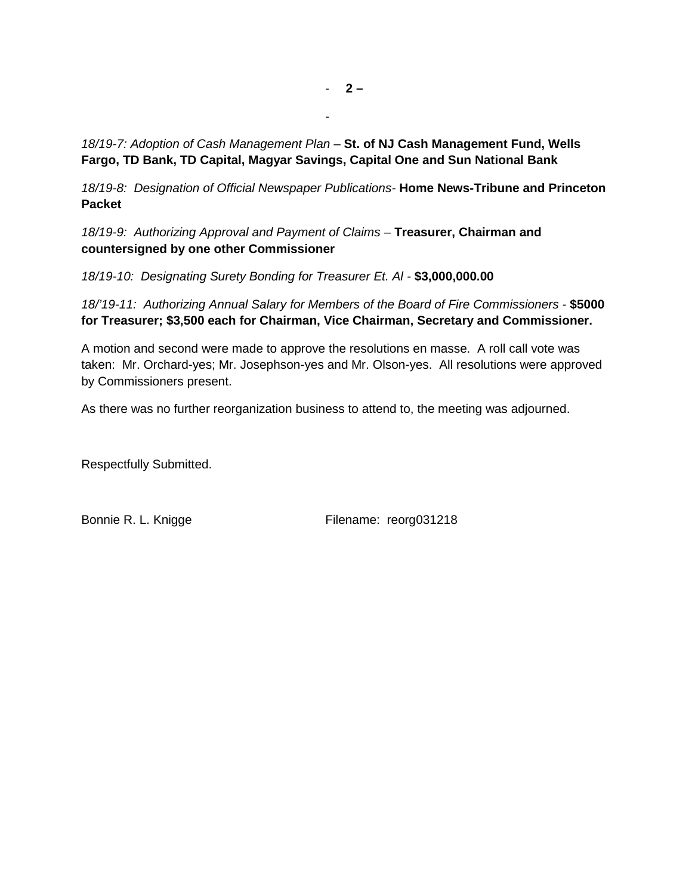*18/19-7: Adoption of Cash Management Plan –* **St. of NJ Cash Management Fund, Wells Fargo, TD Bank, TD Capital, Magyar Savings, Capital One and Sun National Bank**

*18/19-8: Designation of Official Newspaper Publications-* **Home News-Tribune and Princeton Packet**

*18/19-9: Authorizing Approval and Payment of Claims –* **Treasurer, Chairman and countersigned by one other Commissioner**

*18/19-10: Designating Surety Bonding for Treasurer Et. Al -* **$3,000,000.00**

*18/'19-11: Authorizing Annual Salary for Members of the Board of Fire Commissioners -* **$5000 for Treasurer; $3,500 each for Chairman, Vice Chairman, Secretary and Commissioner.**

A motion and second were made to approve the resolutions en masse. A roll call vote was taken: Mr. Orchard-yes; Mr. Josephson-yes and Mr. Olson-yes. All resolutions were approved by Commissioners present.

As there was no further reorganization business to attend to, the meeting was adjourned.

Respectfully Submitted.

Bonnie R. L. Knigge Filename: reorg031218